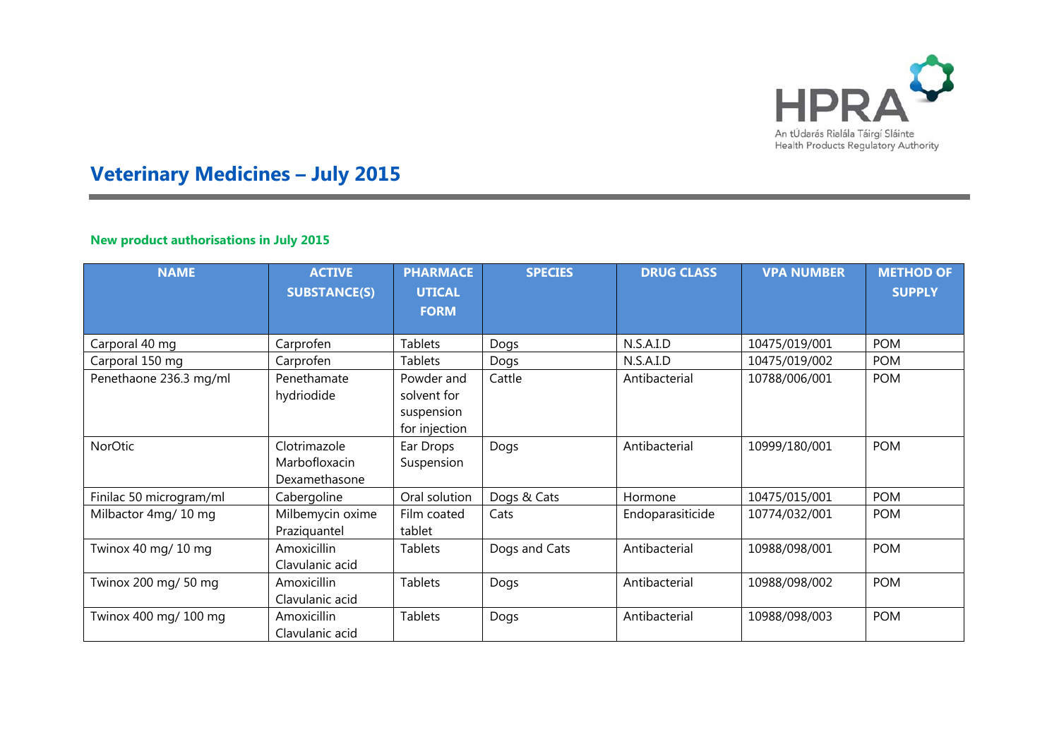# Veterinary Medicines – July 2015

### New product authorisations in July 2015

| NAME | ACTIVE SUBSTANCE(S) | PHARMACEUTICAL FORM | SPECIES | DRUG CLASS | VPA NUMBER | METHOD OF SUPPLY |
|---|---|---|---|---|---|---|
| Carporal 40 mg | Carprofen | Tablets | Dogs | N.S.A.I.D | 10475/019/001 | POM |
| Carporal 150 mg | Carprofen | Tablets | Dogs | N.S.A.I.D | 10475/019/002 | POM |
| Penethaone 236.3 mg/ml | Penethamate hydriodide | Powder and solvent for suspension for injection | Cattle | Antibacterial | 10788/006/001 | POM |
| NorOtic | Clotrimazole Marbofloxacin Dexamethasone | Ear Drops Suspension | Dogs | Antibacterial | 10999/180/001 | POM |
| Finilac 50 microgram/ml | Cabergoline | Oral solution | Dogs & Cats | Hormone | 10475/015/001 | POM |
| Milbactor 4mg/ 10 mg | Milbemycin oxime Praziquantel | Film coated tablet | Cats | Endoparasiticide | 10774/032/001 | POM |
| Twinox 40 mg/ 10 mg | Amoxicillin Clavulanic acid | Tablets | Dogs and Cats | Antibacterial | 10988/098/001 | POM |
| Twinox 200 mg/ 50 mg | Amoxicillin Clavulanic acid | Tablets | Dogs | Antibacterial | 10988/098/002 | POM |
| Twinox 400 mg/ 100 mg | Amoxicillin Clavulanic acid | Tablets | Dogs | Antibacterial | 10988/098/003 | POM |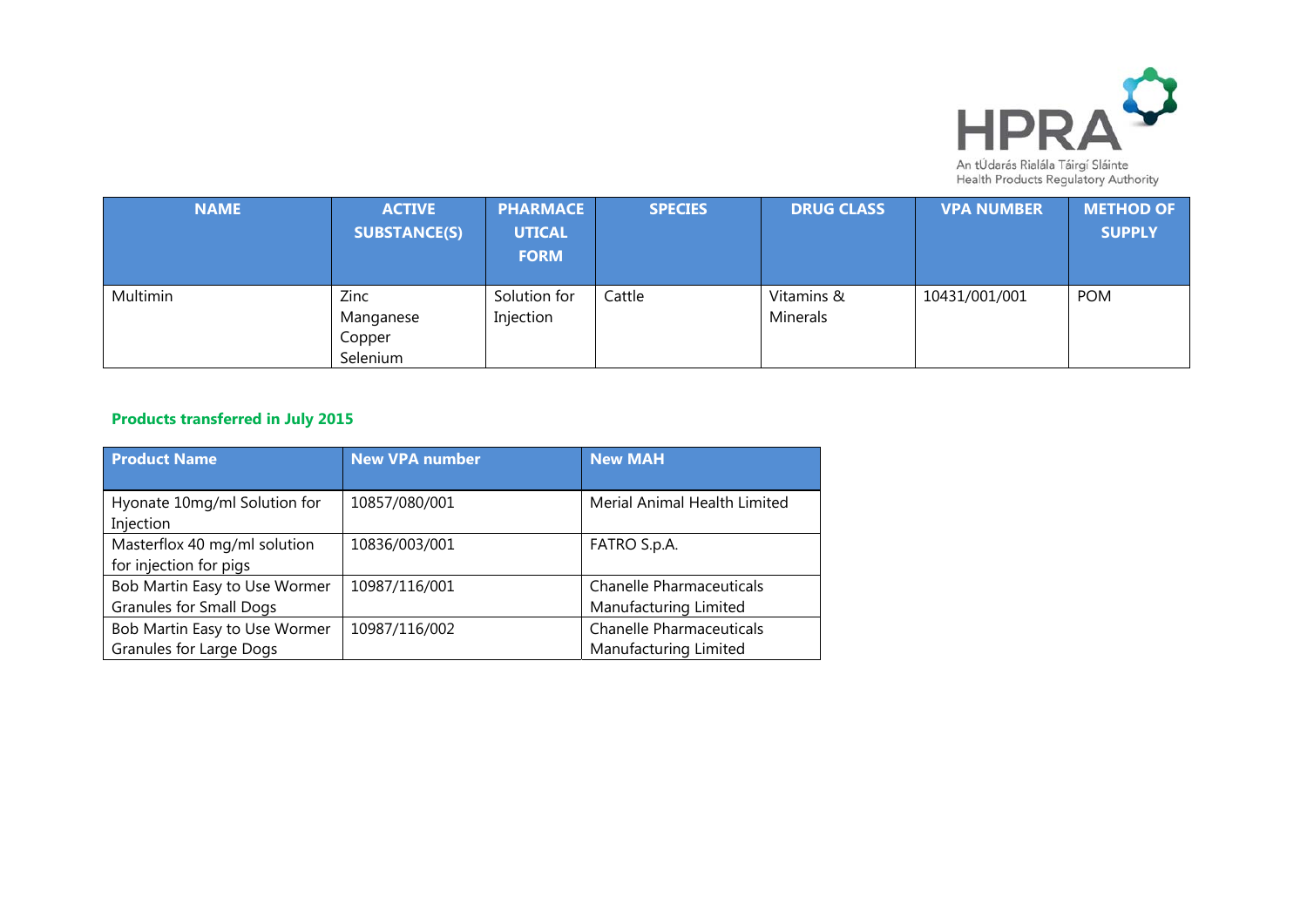| NAME | ACTIVE SUBSTANCE(S) | PHARMACEUTICAL FORM | SPECIES | DRUG CLASS | VPA NUMBER | METHOD OF SUPPLY |
|---|---|---|---|---|---|---|
| Multimin | Zinc<br>Manganese<br>Copper<br>Selenium | Solution for Injection | Cattle | Vitamins & Minerals | 10431/001/001 | POM |

**Products transferred in July 2015**

| Product Name | New VPA number | New MAH |
|---|---|---|
| Hyonate 10mg/ml Solution for Injection | 10857/080/001 | Merial Animal Health Limited |
| Masterflox 40 mg/ml solution for injection for pigs | 10836/003/001 | FATRO S.p.A. |
| Bob Martin Easy to Use Wormer Granules for Small Dogs | 10987/116/001 | Chanelle Pharmaceuticals Manufacturing Limited |
| Bob Martin Easy to Use Wormer Granules for Large Dogs | 10987/116/002 | Chanelle Pharmaceuticals Manufacturing Limited |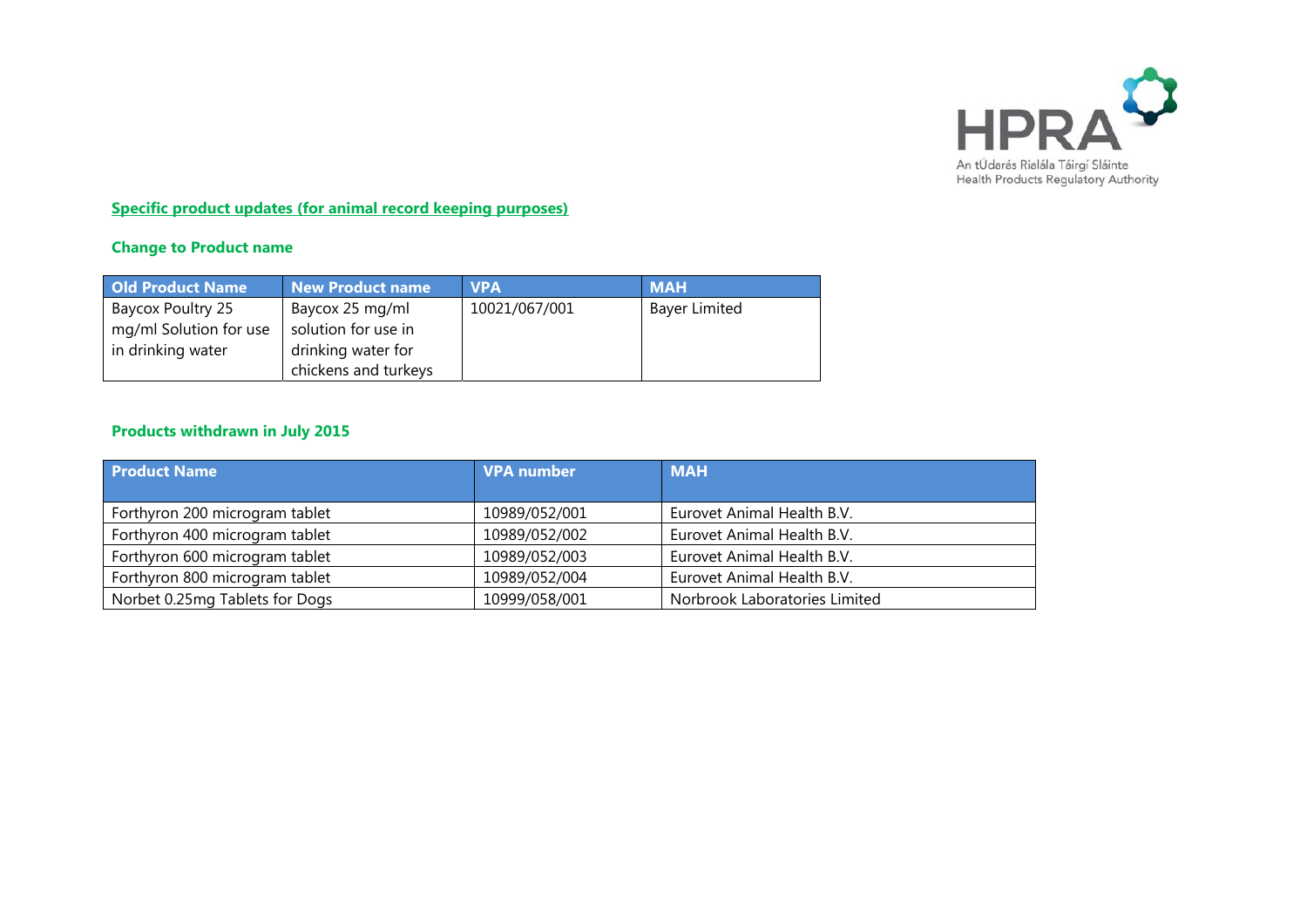## Specific product updates (for animal record keeping purposes)

### Change to Product name

| Old Product Name | New Product name | VPA | MAH |
|---|---|---|---|
| Baycox Poultry 25 mg/ml Solution for use in drinking water | Baycox 25 mg/ml solution for use in drinking water for chickens and turkeys | 10021/067/001 | Bayer Limited |

### Products withdrawn in July 2015

| Product Name | VPA number | MAH |
|---|---|---|
| Forthyron 200 microgram tablet | 10989/052/001 | Eurovet Animal Health B.V. |
| Forthyron 400 microgram tablet | 10989/052/002 | Eurovet Animal Health B.V. |
| Forthyron 600 microgram tablet | 10989/052/003 | Eurovet Animal Health B.V. |
| Forthyron 800 microgram tablet | 10989/052/004 | Eurovet Animal Health B.V. |
| Norbet 0.25mg Tablets for Dogs | 10999/058/001 | Norbrook Laboratories Limited |